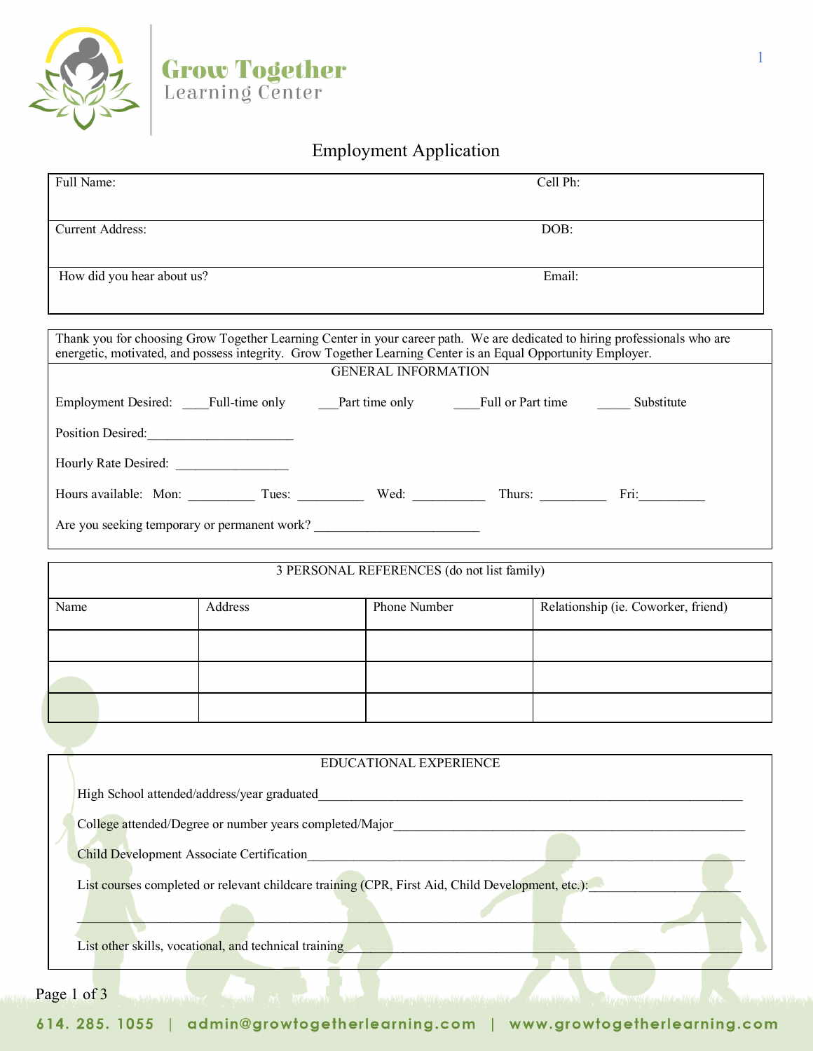**Grow Together**
Learning Center

# Employment Application

| | |
|---|---|
| Full Name: | Cell Ph: |
| Current Address: | DOB: |
| How did you hear about us? | Email: |

Thank you for choosing Grow Together Learning Center in your career path. We are dedicated to hiring professionals who are energetic, motivated, and possess integrity. Grow Together Learning Center is an Equal Opportunity Employer.

## GENERAL INFORMATION

Employment Desired: ____Full-time only ___Part time only ____Full or Part time _____ Substitute

Position Desired:______________________

Hourly Rate Desired: _________________

Hours available: Mon: __________ Tues: __________ Wed: ___________ Thurs: __________ Fri:__________

Are you seeking temporary or permanent work? ________________________

## 3 PERSONAL REFERENCES (do not list family)

| Name | Address | Phone Number | Relationship (ie. Coworker, friend) |
|---|---|---|---|
| | | | |
| | | | |
| | | | |

## EDUCATIONAL EXPERIENCE

High School attended/address/year graduated_________________________________________________________________

College attended/Degree or number years completed/Major_____________________________________________________

Child Development Associate Certification__________________________________________________________________

List courses completed or relevant childcare training (CPR, First Aid, Child Development, etc.):_____________________

_____________________________________________________________________________________________________

List other skills, vocational, and technical training _____________________________________________________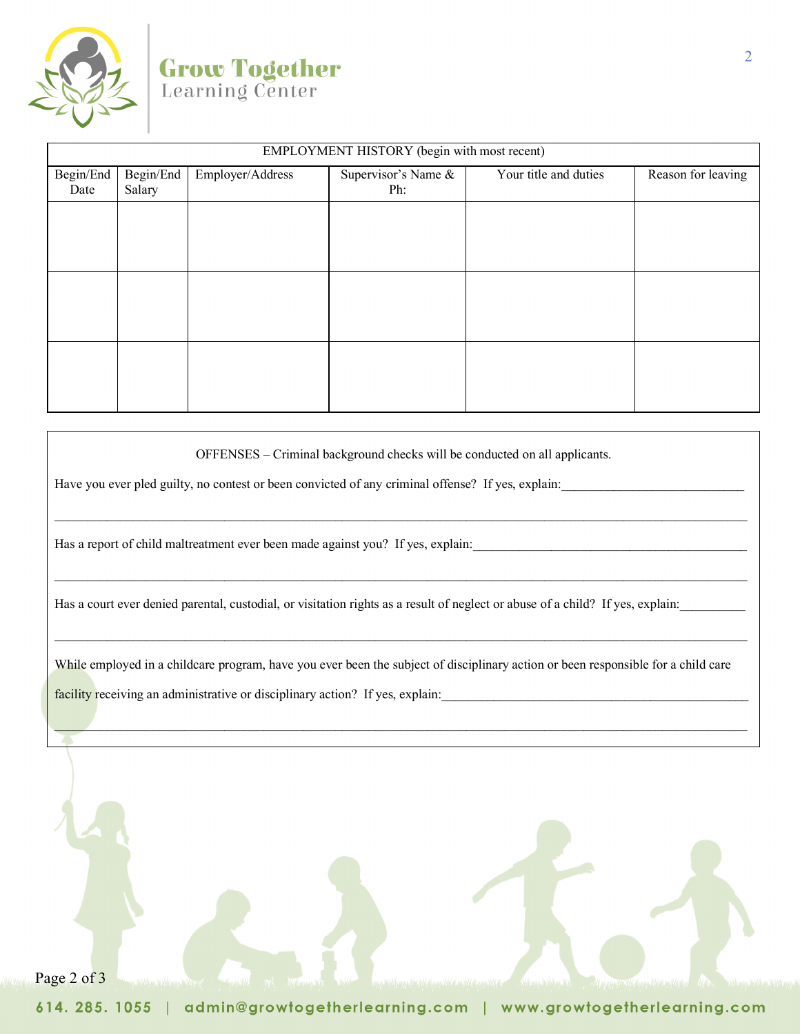| EMPLOYMENT HISTORY (begin with most recent) | | | | | |
|---|---|---|---|---|---|
| Begin/End Date | Begin/End Salary | Employer/Address | Supervisor's Name & Ph: | Your title and duties | Reason for leaving |
| | | | | | |
| | | | | | |
| | | | | | |

OFFENSES – Criminal background checks will be conducted on all applicants.

Have you ever pled guilty, no contest or been convicted of any criminal offense? If yes, explain:___________________________

_____________________________________________________________________________________________

Has a report of child maltreatment ever been made against you? If yes, explain:__________________________________________

_____________________________________________________________________________________________

Has a court ever denied parental, custodial, or visitation rights as a result of neglect or abuse of a child? If yes, explain:__________

_____________________________________________________________________________________________

While employed in a childcare program, have you ever been the subject of disciplinary action or been responsible for a child care facility receiving an administrative or disciplinary action? If yes, explain:_______________________________________________

_____________________________________________________________________________________________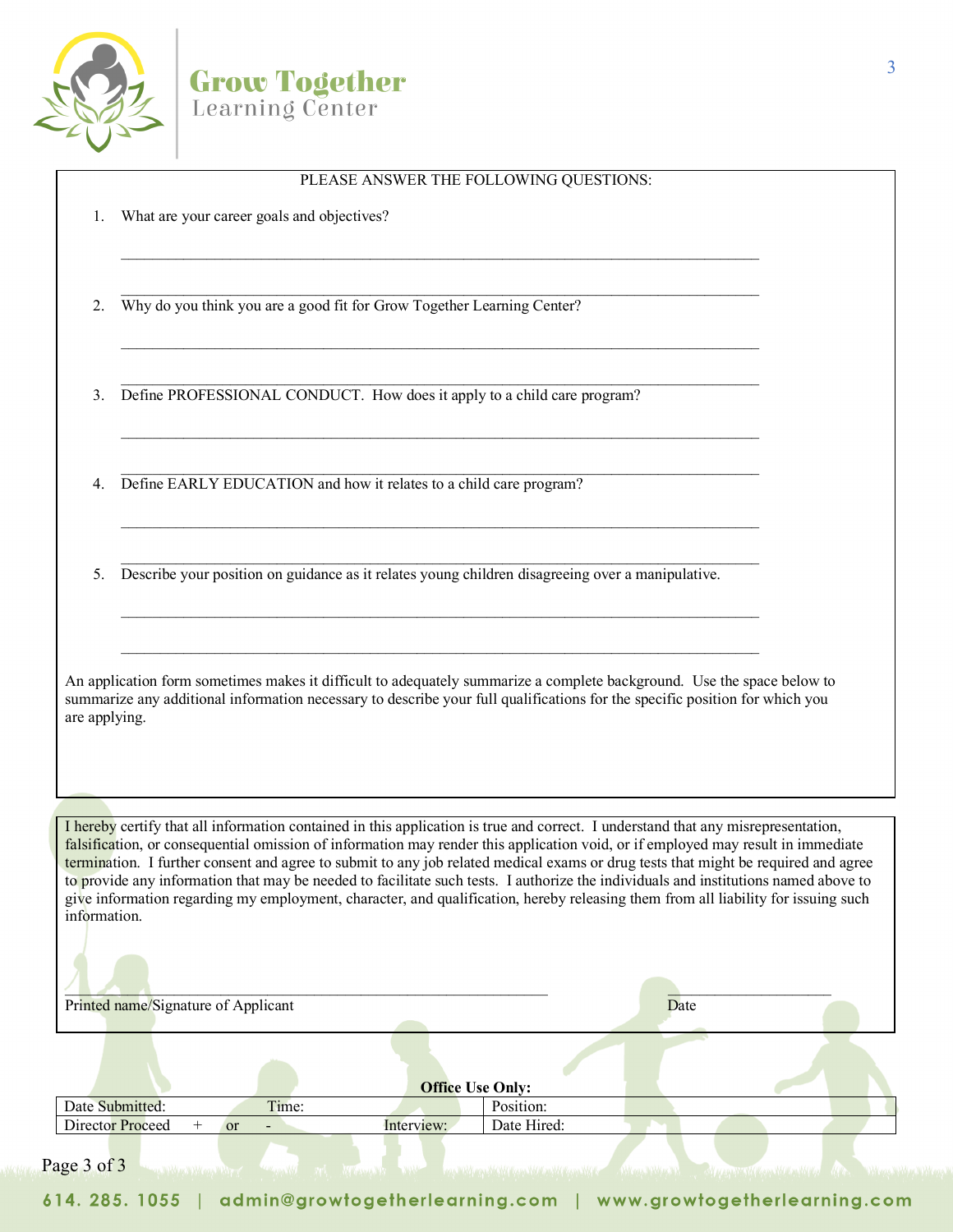# Grow Together
## Learning Center

PLEASE ANSWER THE FOLLOWING QUESTIONS:

1. What are your career goals and objectives?

   \_\_\_\_\_\_\_\_\_\_\_\_\_\_\_\_\_\_\_\_\_\_\_\_\_\_\_\_\_\_\_\_\_\_\_\_\_\_\_\_\_\_\_\_\_\_\_\_\_\_\_\_\_\_\_\_\_\_\_\_\_\_\_\_\_\_\_\_\_\_

   \_\_\_\_\_\_\_\_\_\_\_\_\_\_\_\_\_\_\_\_\_\_\_\_\_\_\_\_\_\_\_\_\_\_\_\_\_\_\_\_\_\_\_\_\_\_\_\_\_\_\_\_\_\_\_\_\_\_\_\_\_\_\_\_\_\_\_\_\_\_

2. Why do you think you are a good fit for Grow Together Learning Center?

   \_\_\_\_\_\_\_\_\_\_\_\_\_\_\_\_\_\_\_\_\_\_\_\_\_\_\_\_\_\_\_\_\_\_\_\_\_\_\_\_\_\_\_\_\_\_\_\_\_\_\_\_\_\_\_\_\_\_\_\_\_\_\_\_\_\_\_\_\_\_

   \_\_\_\_\_\_\_\_\_\_\_\_\_\_\_\_\_\_\_\_\_\_\_\_\_\_\_\_\_\_\_\_\_\_\_\_\_\_\_\_\_\_\_\_\_\_\_\_\_\_\_\_\_\_\_\_\_\_\_\_\_\_\_\_\_\_\_\_\_\_

3. Define PROFESSIONAL CONDUCT. How does it apply to a child care program?

   \_\_\_\_\_\_\_\_\_\_\_\_\_\_\_\_\_\_\_\_\_\_\_\_\_\_\_\_\_\_\_\_\_\_\_\_\_\_\_\_\_\_\_\_\_\_\_\_\_\_\_\_\_\_\_\_\_\_\_\_\_\_\_\_\_\_\_\_\_\_

   \_\_\_\_\_\_\_\_\_\_\_\_\_\_\_\_\_\_\_\_\_\_\_\_\_\_\_\_\_\_\_\_\_\_\_\_\_\_\_\_\_\_\_\_\_\_\_\_\_\_\_\_\_\_\_\_\_\_\_\_\_\_\_\_\_\_\_\_\_\_

4. Define EARLY EDUCATION and how it relates to a child care program?

   \_\_\_\_\_\_\_\_\_\_\_\_\_\_\_\_\_\_\_\_\_\_\_\_\_\_\_\_\_\_\_\_\_\_\_\_\_\_\_\_\_\_\_\_\_\_\_\_\_\_\_\_\_\_\_\_\_\_\_\_\_\_\_\_\_\_\_\_\_\_

   \_\_\_\_\_\_\_\_\_\_\_\_\_\_\_\_\_\_\_\_\_\_\_\_\_\_\_\_\_\_\_\_\_\_\_\_\_\_\_\_\_\_\_\_\_\_\_\_\_\_\_\_\_\_\_\_\_\_\_\_\_\_\_\_\_\_\_\_\_\_

5. Describe your position on guidance as it relates young children disagreeing over a manipulative.

   \_\_\_\_\_\_\_\_\_\_\_\_\_\_\_\_\_\_\_\_\_\_\_\_\_\_\_\_\_\_\_\_\_\_\_\_\_\_\_\_\_\_\_\_\_\_\_\_\_\_\_\_\_\_\_\_\_\_\_\_\_\_\_\_\_\_\_\_\_\_

   \_\_\_\_\_\_\_\_\_\_\_\_\_\_\_\_\_\_\_\_\_\_\_\_\_\_\_\_\_\_\_\_\_\_\_\_\_\_\_\_\_\_\_\_\_\_\_\_\_\_\_\_\_\_\_\_\_\_\_\_\_\_\_\_\_\_\_\_\_\_

An application form sometimes makes it difficult to adequately summarize a complete background. Use the space below to summarize any additional information necessary to describe your full qualifications for the specific position for which you are applying.

I hereby certify that all information contained in this application is true and correct. I understand that any misrepresentation, falsification, or consequential omission of information may render this application void, or if employed may result in immediate termination. I further consent and agree to submit to any job related medical exams or drug tests that might be required and agree to provide any information that may be needed to facilitate such tests. I authorize the individuals and institutions named above to give information regarding my employment, character, and qualification, hereby releasing them from all liability for issuing such information.

\_\_\_\_\_\_\_\_\_\_\_\_\_\_\_\_\_\_\_\_\_\_\_\_\_\_\_\_\_\_\_\_\_\_\_\_\_\_\_\_\_\_\_\_ \_\_\_\_\_\_\_\_\_\_\_\_\_\_\_\_\_\_\_\_

Printed name/Signature of Applicant Date

**Office Use Only:**

| | | |
|---|---|---|
| Date Submitted: | Time: | Position: |
| Director Proceed + or - | Interview: | Date Hired: |

614. 285. 1055 | admin@growtogetherlearning.com | www.growtogetherlearning.com